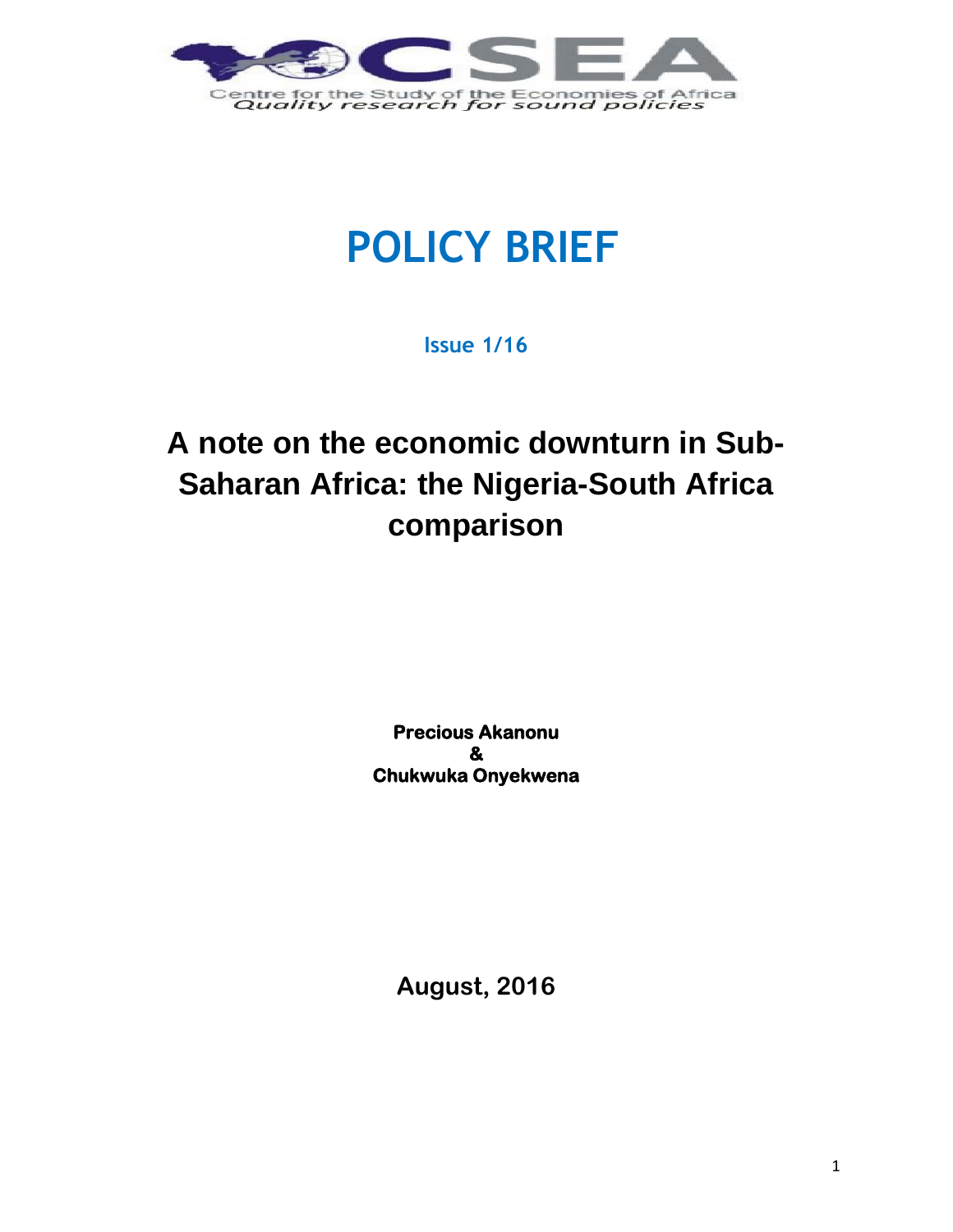Centre for the Study of the Economies of Africa

*Quality research for sound policies*

# POLICY BRIEF

**Issue 1/16**

# A note on the economic downturn in Sub-Saharan Africa: the Nigeria-South Africa comparison

**Precious Akanonu**
**&**
**Chukwuka Onyekwena**

**August, 2016**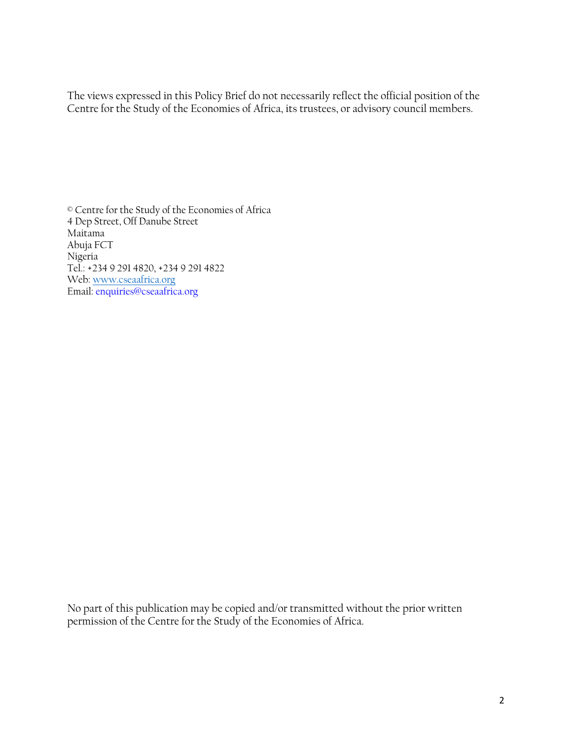The views expressed in this Policy Brief do not necessarily reflect the official position of the Centre for the Study of the Economies of Africa, its trustees, or advisory council members.

© Centre for the Study of the Economies of Africa
4 Dep Street, Off Danube Street
Maitama
Abuja FCT
Nigeria
Tel.: +234 9 291 4820, +234 9 291 4822
Web: www.cseaafrica.org
Email: enquiries@cseaafrica.org

No part of this publication may be copied and/or transmitted without the prior written permission of the Centre for the Study of the Economies of Africa.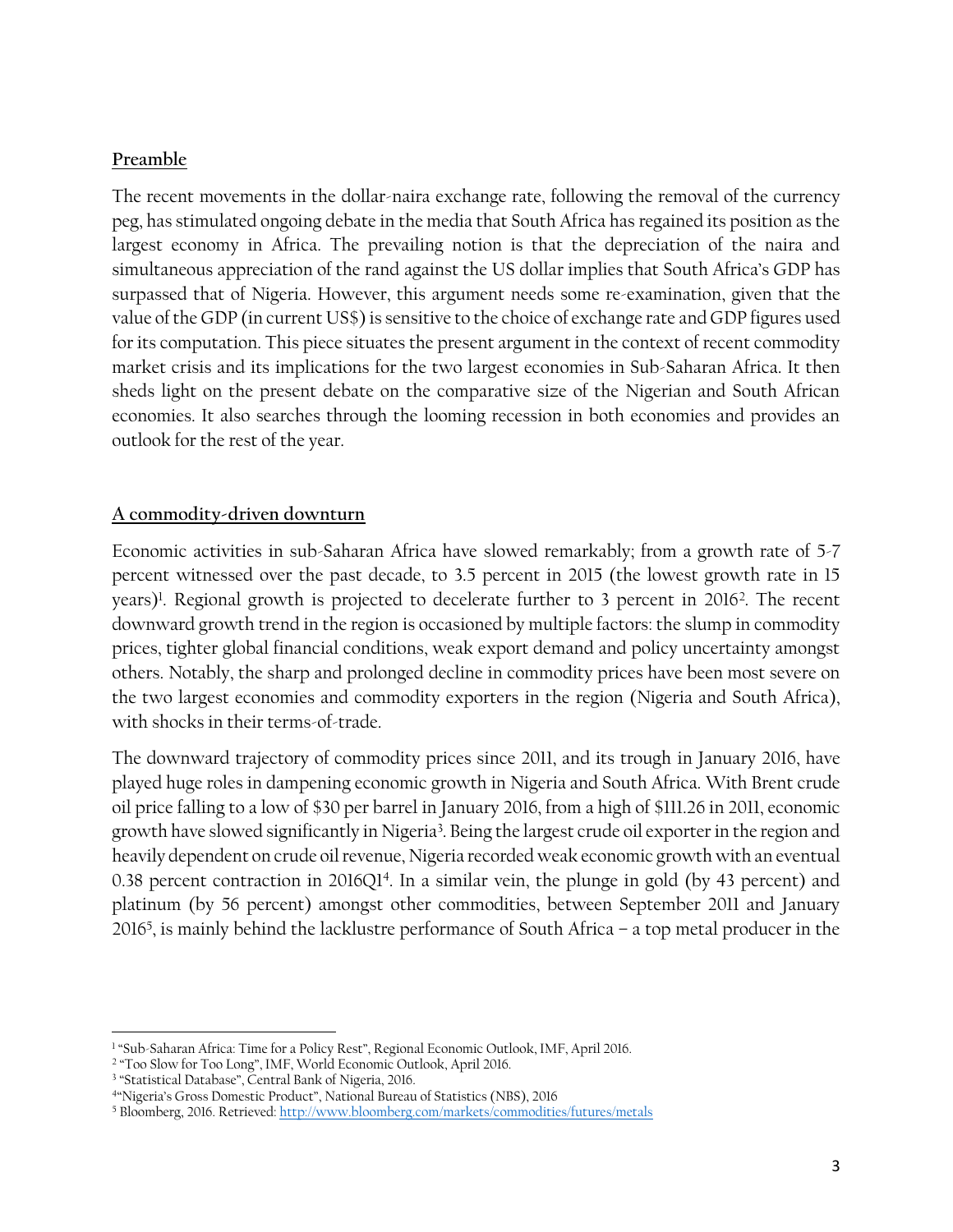## Preamble

The recent movements in the dollar-naira exchange rate, following the removal of the currency peg, has stimulated ongoing debate in the media that South Africa has regained its position as the largest economy in Africa. The prevailing notion is that the depreciation of the naira and simultaneous appreciation of the rand against the US dollar implies that South Africa's GDP has surpassed that of Nigeria. However, this argument needs some re-examination, given that the value of the GDP (in current US$) is sensitive to the choice of exchange rate and GDP figures used for its computation. This piece situates the present argument in the context of recent commodity market crisis and its implications for the two largest economies in Sub-Saharan Africa. It then sheds light on the present debate on the comparative size of the Nigerian and South African economies. It also searches through the looming recession in both economies and provides an outlook for the rest of the year.

## A commodity-driven downturn

Economic activities in sub-Saharan Africa have slowed remarkably; from a growth rate of 5-7 percent witnessed over the past decade, to 3.5 percent in 2015 (the lowest growth rate in 15 years)[1]. Regional growth is projected to decelerate further to 3 percent in 2016[2]. The recent downward growth trend in the region is occasioned by multiple factors: the slump in commodity prices, tighter global financial conditions, weak export demand and policy uncertainty amongst others. Notably, the sharp and prolonged decline in commodity prices have been most severe on the two largest economies and commodity exporters in the region (Nigeria and South Africa), with shocks in their terms-of-trade.

The downward trajectory of commodity prices since 2011, and its trough in January 2016, have played huge roles in dampening economic growth in Nigeria and South Africa. With Brent crude oil price falling to a low of $30 per barrel in January 2016, from a high of $111.26 in 2011, economic growth have slowed significantly in Nigeria[3]. Being the largest crude oil exporter in the region and heavily dependent on crude oil revenue, Nigeria recorded weak economic growth with an eventual 0.38 percent contraction in 2016Q1[4]. In a similar vein, the plunge in gold (by 43 percent) and platinum (by 56 percent) amongst other commodities, between September 2011 and January 2016[5], is mainly behind the lacklustre performance of South Africa – a top metal producer in the

---

[1] "Sub-Saharan Africa: Time for a Policy Rest", Regional Economic Outlook, IMF, April 2016.

[2] "Too Slow for Too Long", IMF, World Economic Outlook, April 2016.

[3] "Statistical Database", Central Bank of Nigeria, 2016.

[4] "Nigeria's Gross Domestic Product", National Bureau of Statistics (NBS), 2016

[5] Bloomberg, 2016. Retrieved: http://www.bloomberg.com/markets/commodities/futures/metals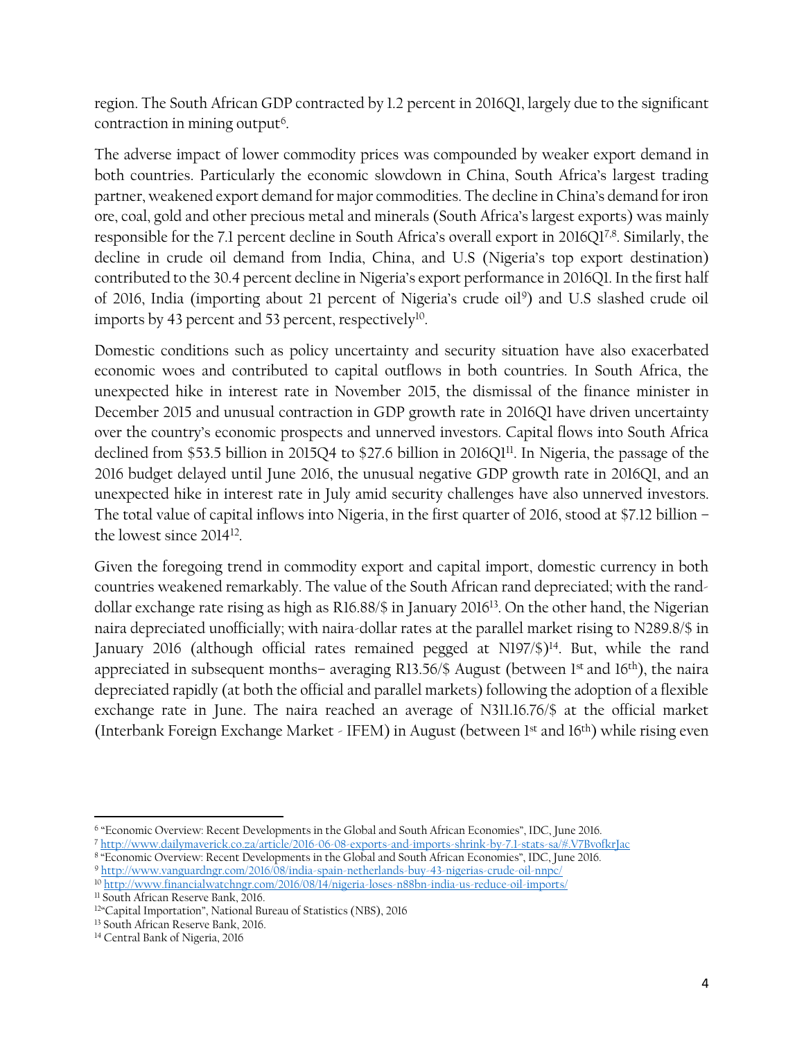region. The South African GDP contracted by 1.2 percent in 2016Q1, largely due to the significant contraction in mining output[6].

The adverse impact of lower commodity prices was compounded by weaker export demand in both countries. Particularly the economic slowdown in China, South Africa's largest trading partner, weakened export demand for major commodities. The decline in China's demand for iron ore, coal, gold and other precious metal and minerals (South Africa's largest exports) was mainly responsible for the 7.1 percent decline in South Africa's overall export in 2016Q1[7,8]. Similarly, the decline in crude oil demand from India, China, and U.S (Nigeria's top export destination) contributed to the 30.4 percent decline in Nigeria's export performance in 2016Q1. In the first half of 2016, India (importing about 21 percent of Nigeria's crude oil[9]) and U.S slashed crude oil imports by 43 percent and 53 percent, respectively[10].

Domestic conditions such as policy uncertainty and security situation have also exacerbated economic woes and contributed to capital outflows in both countries. In South Africa, the unexpected hike in interest rate in November 2015, the dismissal of the finance minister in December 2015 and unusual contraction in GDP growth rate in 2016Q1 have driven uncertainty over the country's economic prospects and unnerved investors. Capital flows into South Africa declined from $53.5 billion in 2015Q4 to $27.6 billion in 2016Q1[11]. In Nigeria, the passage of the 2016 budget delayed until June 2016, the unusual negative GDP growth rate in 2016Q1, and an unexpected hike in interest rate in July amid security challenges have also unnerved investors. The total value of capital inflows into Nigeria, in the first quarter of 2016, stood at $7.12 billion – the lowest since 2014[12].

Given the foregoing trend in commodity export and capital import, domestic currency in both countries weakened remarkably. The value of the South African rand depreciated; with the rand-dollar exchange rate rising as high as R16.88/$ in January 2016[13]. On the other hand, the Nigerian naira depreciated unofficially; with naira-dollar rates at the parallel market rising to N289.8/$ in January 2016 (although official rates remained pegged at N197/$)[14]. But, while the rand appreciated in subsequent months– averaging R13.56/$ August (between 1st and 16th), the naira depreciated rapidly (at both the official and parallel markets) following the adoption of a flexible exchange rate in June. The naira reached an average of N311.16.76/$ at the official market (Interbank Foreign Exchange Market - IFEM) in August (between 1st and 16th) while rising even

---

[6] "Economic Overview: Recent Developments in the Global and South African Economies", IDC, June 2016.

[7] http://www.dailymaverick.co.za/article/2016-06-08-exports-and-imports-shrink-by-7.1-stats-sa/#.V7BvofkrJac

[8] "Economic Overview: Recent Developments in the Global and South African Economies", IDC, June 2016.

[9] http://www.vanguardngr.com/2016/08/india-spain-netherlands-buy-43-nigerias-crude-oil-nnpc/

[10] http://www.financialwatchngr.com/2016/08/14/nigeria-loses-n88bn-india-us-reduce-oil-imports/

[11] South African Reserve Bank, 2016.

[12] "Capital Importation", National Bureau of Statistics (NBS), 2016

[13] South African Reserve Bank, 2016.

[14] Central Bank of Nigeria, 2016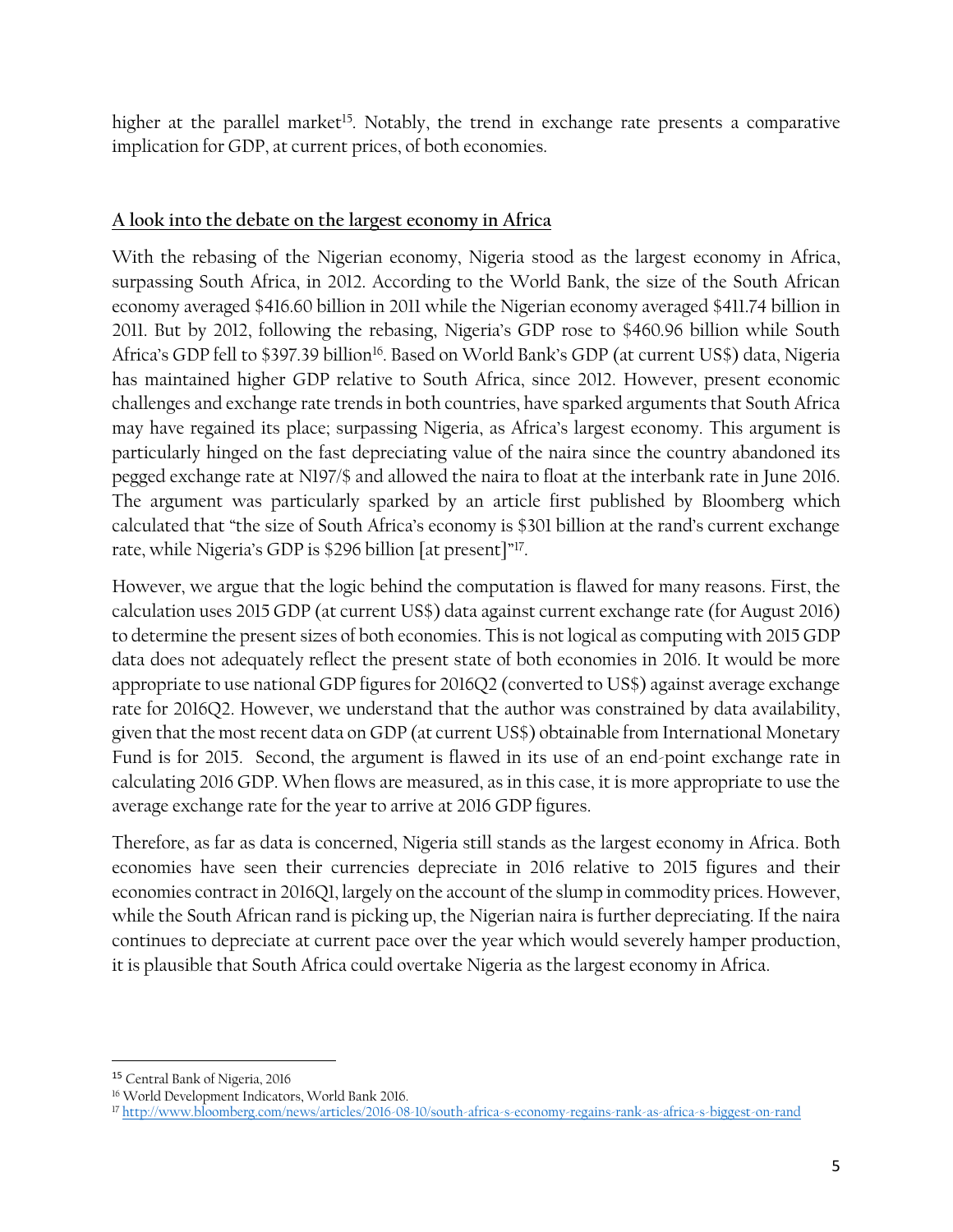higher at the parallel market[15]. Notably, the trend in exchange rate presents a comparative implication for GDP, at current prices, of both economies.

## A look into the debate on the largest economy in Africa

With the rebasing of the Nigerian economy, Nigeria stood as the largest economy in Africa, surpassing South Africa, in 2012. According to the World Bank, the size of the South African economy averaged $416.60 billion in 2011 while the Nigerian economy averaged $411.74 billion in 2011. But by 2012, following the rebasing, Nigeria's GDP rose to $460.96 billion while South Africa's GDP fell to $397.39 billion[16]. Based on World Bank's GDP (at current US$) data, Nigeria has maintained higher GDP relative to South Africa, since 2012. However, present economic challenges and exchange rate trends in both countries, have sparked arguments that South Africa may have regained its place; surpassing Nigeria, as Africa's largest economy. This argument is particularly hinged on the fast depreciating value of the naira since the country abandoned its pegged exchange rate at N197/$ and allowed the naira to float at the interbank rate in June 2016. The argument was particularly sparked by an article first published by Bloomberg which calculated that "the size of South Africa's economy is $301 billion at the rand's current exchange rate, while Nigeria's GDP is $296 billion [at present]"[17].

However, we argue that the logic behind the computation is flawed for many reasons. First, the calculation uses 2015 GDP (at current US$) data against current exchange rate (for August 2016) to determine the present sizes of both economies. This is not logical as computing with 2015 GDP data does not adequately reflect the present state of both economies in 2016. It would be more appropriate to use national GDP figures for 2016Q2 (converted to US$) against average exchange rate for 2016Q2. However, we understand that the author was constrained by data availability, given that the most recent data on GDP (at current US$) obtainable from International Monetary Fund is for 2015. Second, the argument is flawed in its use of an end-point exchange rate in calculating 2016 GDP. When flows are measured, as in this case, it is more appropriate to use the average exchange rate for the year to arrive at 2016 GDP figures.

Therefore, as far as data is concerned, Nigeria still stands as the largest economy in Africa. Both economies have seen their currencies depreciate in 2016 relative to 2015 figures and their economies contract in 2016Q1, largely on the account of the slump in commodity prices. However, while the South African rand is picking up, the Nigerian naira is further depreciating. If the naira continues to depreciate at current pace over the year which would severely hamper production, it is plausible that South Africa could overtake Nigeria as the largest economy in Africa.

---

[15] Central Bank of Nigeria, 2016

[16] World Development Indicators, World Bank 2016.

[17] http://www.bloomberg.com/news/articles/2016-08-10/south-africa-s-economy-regains-rank-as-africa-s-biggest-on-rand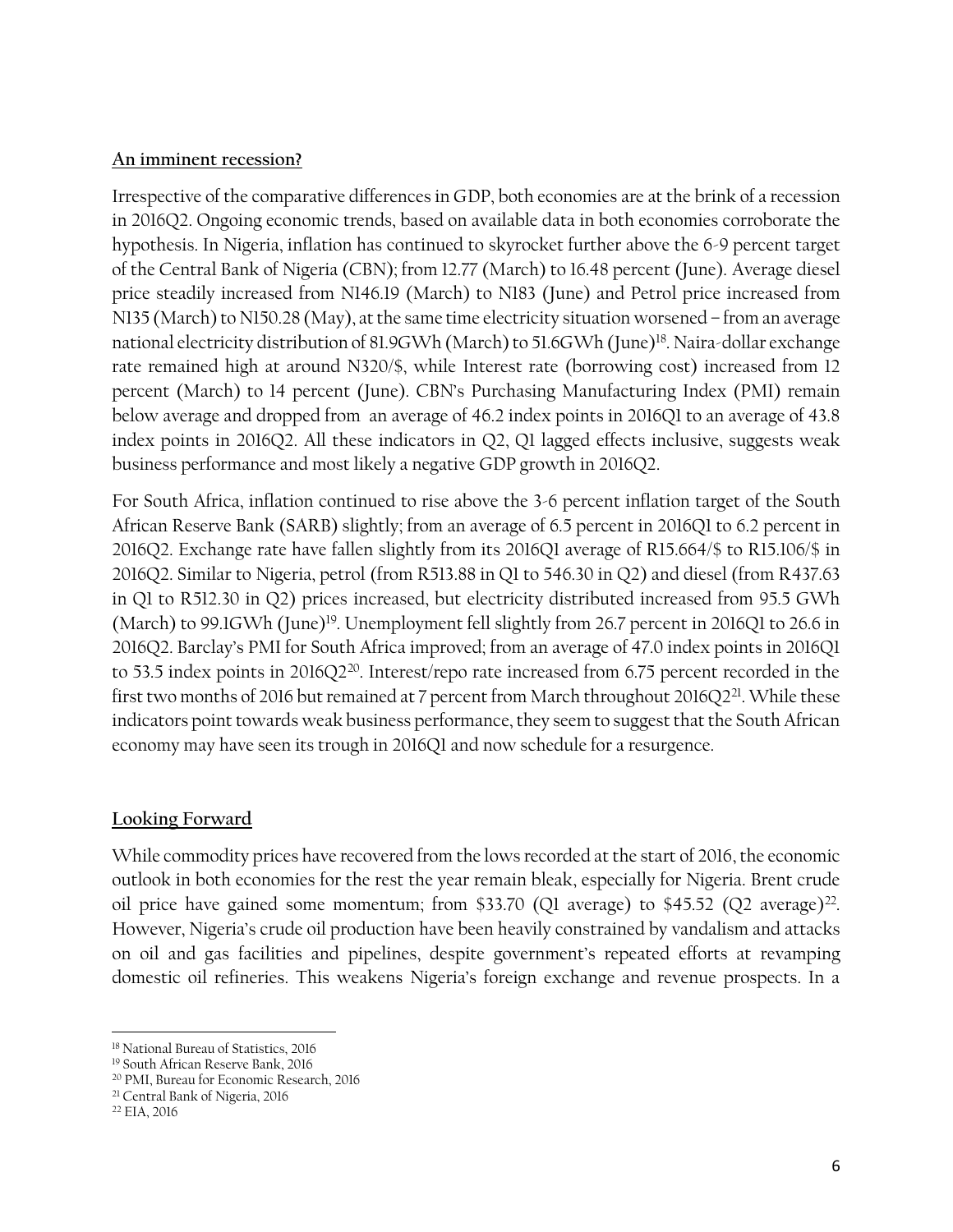## An imminent recession?

Irrespective of the comparative differences in GDP, both economies are at the brink of a recession in 2016Q2. Ongoing economic trends, based on available data in both economies corroborate the hypothesis. In Nigeria, inflation has continued to skyrocket further above the 6-9 percent target of the Central Bank of Nigeria (CBN); from 12.77 (March) to 16.48 percent (June). Average diesel price steadily increased from N146.19 (March) to N183 (June) and Petrol price increased from N135 (March) to N150.28 (May), at the same time electricity situation worsened – from an average national electricity distribution of 81.9GWh (March) to 51.6GWh (June)[18]. Naira-dollar exchange rate remained high at around N320/$, while Interest rate (borrowing cost) increased from 12 percent (March) to 14 percent (June). CBN's Purchasing Manufacturing Index (PMI) remain below average and dropped from an average of 46.2 index points in 2016Q1 to an average of 43.8 index points in 2016Q2. All these indicators in Q2, Q1 lagged effects inclusive, suggests weak business performance and most likely a negative GDP growth in 2016Q2.

For South Africa, inflation continued to rise above the 3-6 percent inflation target of the South African Reserve Bank (SARB) slightly; from an average of 6.5 percent in 2016Q1 to 6.2 percent in 2016Q2. Exchange rate have fallen slightly from its 2016Q1 average of R15.664/$ to R15.106/$ in 2016Q2. Similar to Nigeria, petrol (from R513.88 in Q1 to 546.30 in Q2) and diesel (from R437.63 in Q1 to R512.30 in Q2) prices increased, but electricity distributed increased from 95.5 GWh (March) to 99.1GWh (June)[19]. Unemployment fell slightly from 26.7 percent in 2016Q1 to 26.6 in 2016Q2. Barclay's PMI for South Africa improved; from an average of 47.0 index points in 2016Q1 to 53.5 index points in 2016Q2[20]. Interest/repo rate increased from 6.75 percent recorded in the first two months of 2016 but remained at 7 percent from March throughout 2016Q2[21]. While these indicators point towards weak business performance, they seem to suggest that the South African economy may have seen its trough in 2016Q1 and now schedule for a resurgence.

## Looking Forward

While commodity prices have recovered from the lows recorded at the start of 2016, the economic outlook in both economies for the rest the year remain bleak, especially for Nigeria. Brent crude oil price have gained some momentum; from $33.70 (Q1 average) to $45.52 (Q2 average)[22]. However, Nigeria's crude oil production have been heavily constrained by vandalism and attacks on oil and gas facilities and pipelines, despite government's repeated efforts at revamping domestic oil refineries. This weakens Nigeria's foreign exchange and revenue prospects. In a

---

[18] National Bureau of Statistics, 2016

[19] South African Reserve Bank, 2016

[20] PMI, Bureau for Economic Research, 2016

[21] Central Bank of Nigeria, 2016

[22] EIA, 2016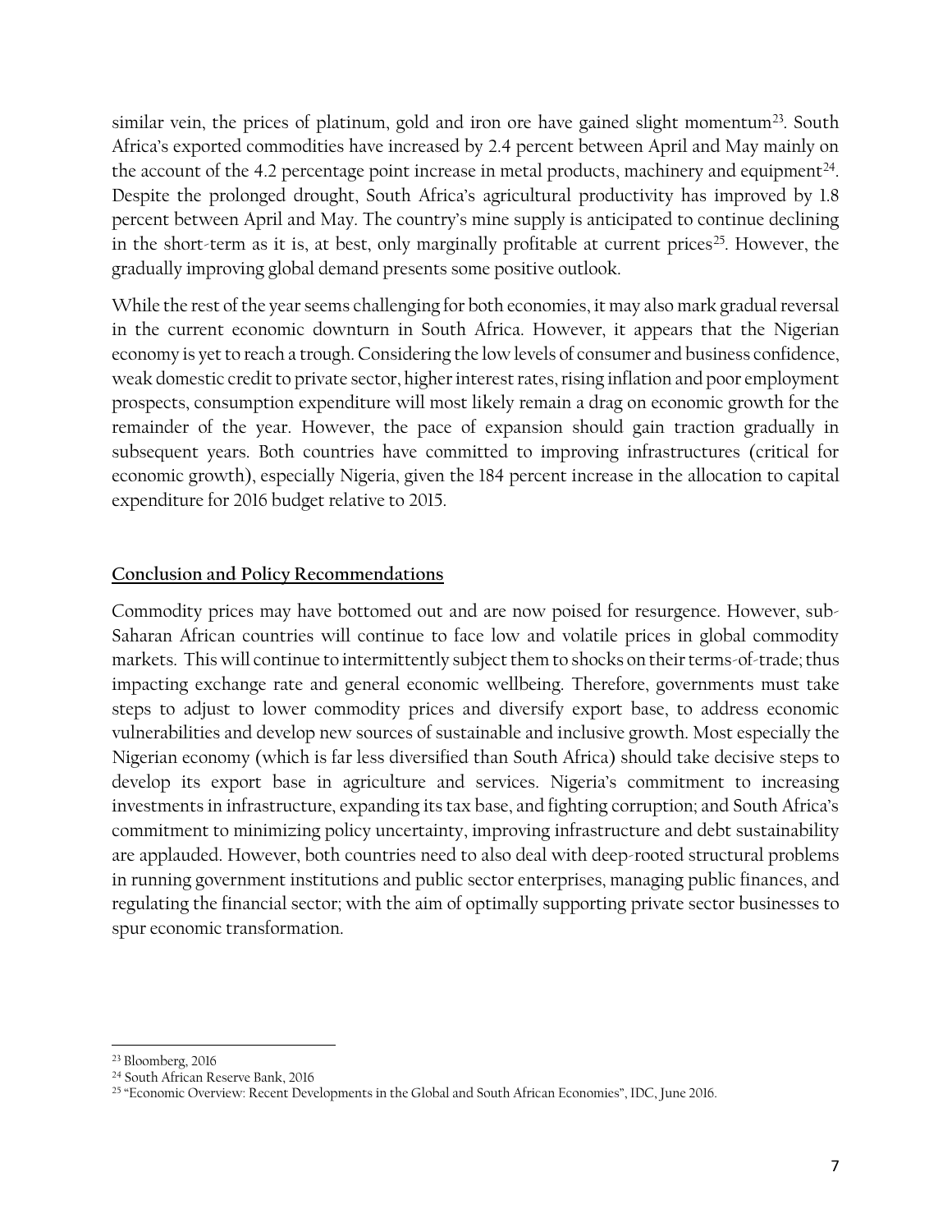similar vein, the prices of platinum, gold and iron ore have gained slight momentum[23]. South Africa's exported commodities have increased by 2.4 percent between April and May mainly on the account of the 4.2 percentage point increase in metal products, machinery and equipment[24]. Despite the prolonged drought, South Africa's agricultural productivity has improved by 1.8 percent between April and May. The country's mine supply is anticipated to continue declining in the short-term as it is, at best, only marginally profitable at current prices[25]. However, the gradually improving global demand presents some positive outlook.

While the rest of the year seems challenging for both economies, it may also mark gradual reversal in the current economic downturn in South Africa. However, it appears that the Nigerian economy is yet to reach a trough. Considering the low levels of consumer and business confidence, weak domestic credit to private sector, higher interest rates, rising inflation and poor employment prospects, consumption expenditure will most likely remain a drag on economic growth for the remainder of the year. However, the pace of expansion should gain traction gradually in subsequent years. Both countries have committed to improving infrastructures (critical for economic growth), especially Nigeria, given the 184 percent increase in the allocation to capital expenditure for 2016 budget relative to 2015.

## Conclusion and Policy Recommendations

Commodity prices may have bottomed out and are now poised for resurgence. However, sub-Saharan African countries will continue to face low and volatile prices in global commodity markets. This will continue to intermittently subject them to shocks on their terms-of-trade; thus impacting exchange rate and general economic wellbeing. Therefore, governments must take steps to adjust to lower commodity prices and diversify export base, to address economic vulnerabilities and develop new sources of sustainable and inclusive growth. Most especially the Nigerian economy (which is far less diversified than South Africa) should take decisive steps to develop its export base in agriculture and services. Nigeria's commitment to increasing investments in infrastructure, expanding its tax base, and fighting corruption; and South Africa's commitment to minimizing policy uncertainty, improving infrastructure and debt sustainability are applauded. However, both countries need to also deal with deep-rooted structural problems in running government institutions and public sector enterprises, managing public finances, and regulating the financial sector; with the aim of optimally supporting private sector businesses to spur economic transformation.

---

[23] Bloomberg, 2016

[24] South African Reserve Bank, 2016

[25] "Economic Overview: Recent Developments in the Global and South African Economies", IDC, June 2016.